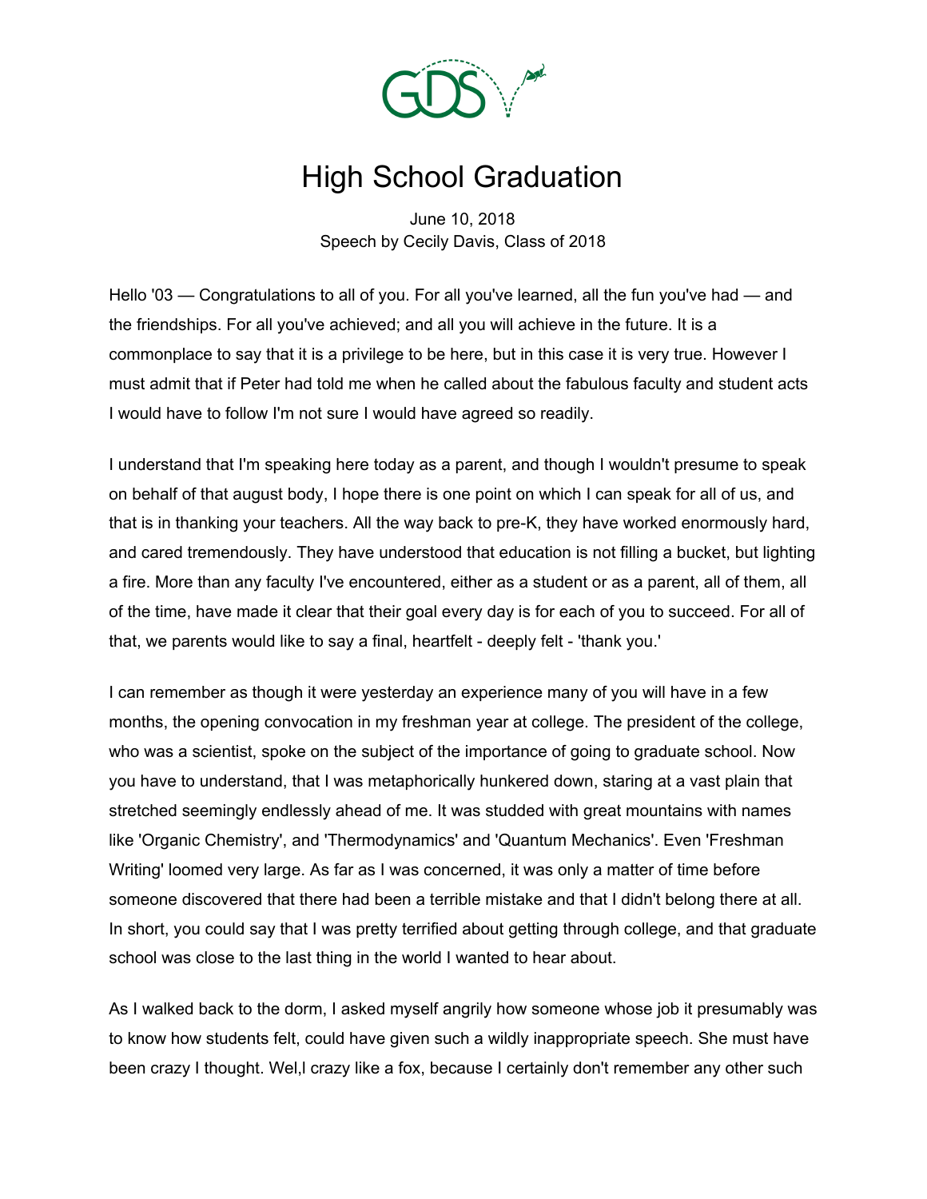# High School Graduation

June 10, 2018
Speech by Cecily Davis, Class of 2018

Hello '03 — Congratulations to all of you. For all you've learned, all the fun you've had — and the friendships. For all you've achieved; and all you will achieve in the future. It is a commonplace to say that it is a privilege to be here, but in this case it is very true. However I must admit that if Peter had told me when he called about the fabulous faculty and student acts I would have to follow I'm not sure I would have agreed so readily.

I understand that I'm speaking here today as a parent, and though I wouldn't presume to speak on behalf of that august body, I hope there is one point on which I can speak for all of us, and that is in thanking your teachers. All the way back to pre-K, they have worked enormously hard, and cared tremendously. They have understood that education is not filling a bucket, but lighting a fire. More than any faculty I've encountered, either as a student or as a parent, all of them, all of the time, have made it clear that their goal every day is for each of you to succeed. For all of that, we parents would like to say a final, heartfelt - deeply felt - 'thank you.'

I can remember as though it were yesterday an experience many of you will have in a few months, the opening convocation in my freshman year at college. The president of the college, who was a scientist, spoke on the subject of the importance of going to graduate school. Now you have to understand, that I was metaphorically hunkered down, staring at a vast plain that stretched seemingly endlessly ahead of me. It was studded with great mountains with names like 'Organic Chemistry', and 'Thermodynamics' and 'Quantum Mechanics'. Even 'Freshman Writing' loomed very large. As far as I was concerned, it was only a matter of time before someone discovered that there had been a terrible mistake and that I didn't belong there at all. In short, you could say that I was pretty terrified about getting through college, and that graduate school was close to the last thing in the world I wanted to hear about.

As I walked back to the dorm, I asked myself angrily how someone whose job it presumably was to know how students felt, could have given such a wildly inappropriate speech. She must have been crazy I thought. Wel,l crazy like a fox, because I certainly don't remember any other such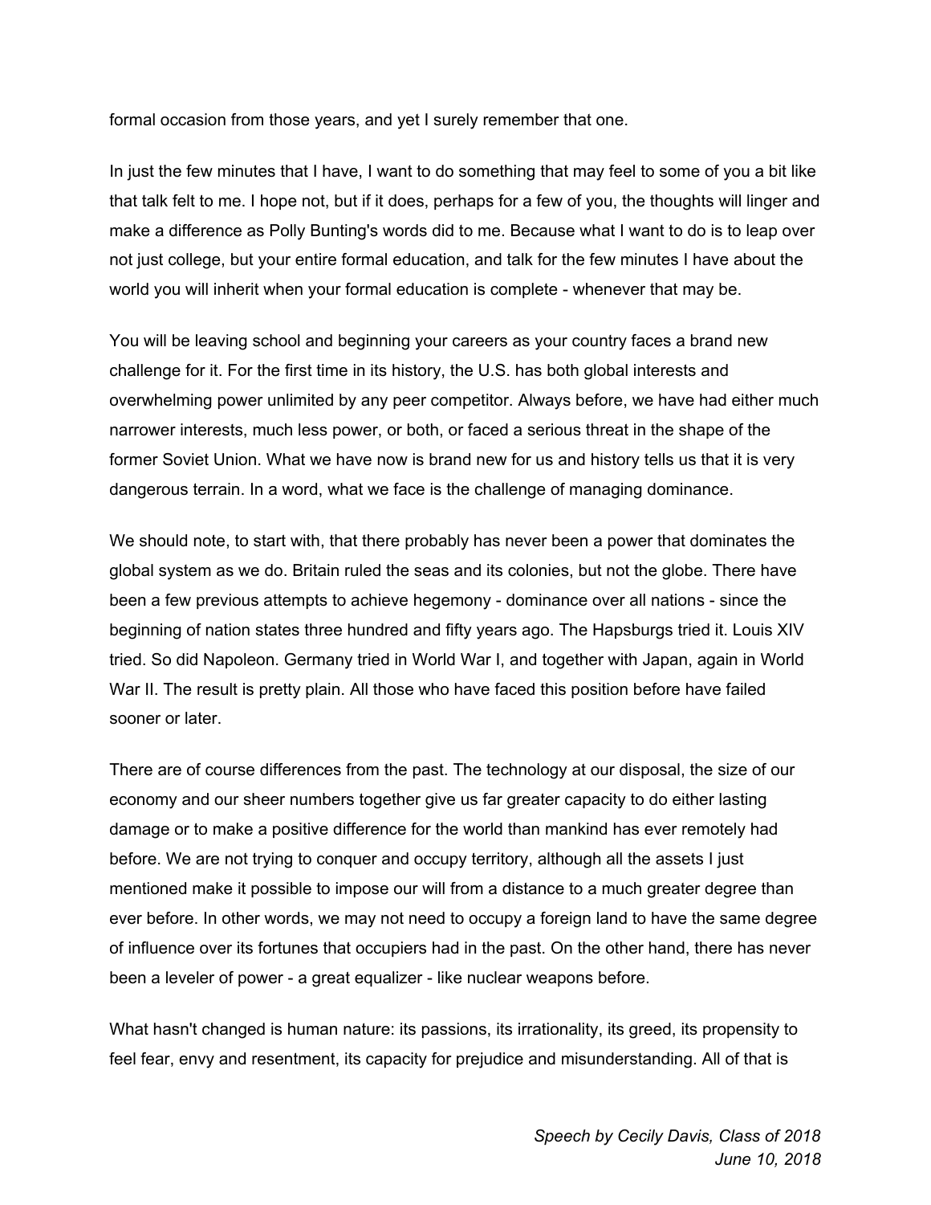formal occasion from those years, and yet I surely remember that one.

In just the few minutes that I have, I want to do something that may feel to some of you a bit like that talk felt to me. I hope not, but if it does, perhaps for a few of you, the thoughts will linger and make a difference as Polly Bunting's words did to me. Because what I want to do is to leap over not just college, but your entire formal education, and talk for the few minutes I have about the world you will inherit when your formal education is complete - whenever that may be.

You will be leaving school and beginning your careers as your country faces a brand new challenge for it. For the first time in its history, the U.S. has both global interests and overwhelming power unlimited by any peer competitor. Always before, we have had either much narrower interests, much less power, or both, or faced a serious threat in the shape of the former Soviet Union. What we have now is brand new for us and history tells us that it is very dangerous terrain. In a word, what we face is the challenge of managing dominance.

We should note, to start with, that there probably has never been a power that dominates the global system as we do. Britain ruled the seas and its colonies, but not the globe. There have been a few previous attempts to achieve hegemony - dominance over all nations - since the beginning of nation states three hundred and fifty years ago. The Hapsburgs tried it. Louis XIV tried. So did Napoleon. Germany tried in World War I, and together with Japan, again in World War II. The result is pretty plain. All those who have faced this position before have failed sooner or later.

There are of course differences from the past. The technology at our disposal, the size of our economy and our sheer numbers together give us far greater capacity to do either lasting damage or to make a positive difference for the world than mankind has ever remotely had before. We are not trying to conquer and occupy territory, although all the assets I just mentioned make it possible to impose our will from a distance to a much greater degree than ever before. In other words, we may not need to occupy a foreign land to have the same degree of influence over its fortunes that occupiers had in the past. On the other hand, there has never been a leveler of power - a great equalizer - like nuclear weapons before.

What hasn't changed is human nature: its passions, its irrationality, its greed, its propensity to feel fear, envy and resentment, its capacity for prejudice and misunderstanding. All of that is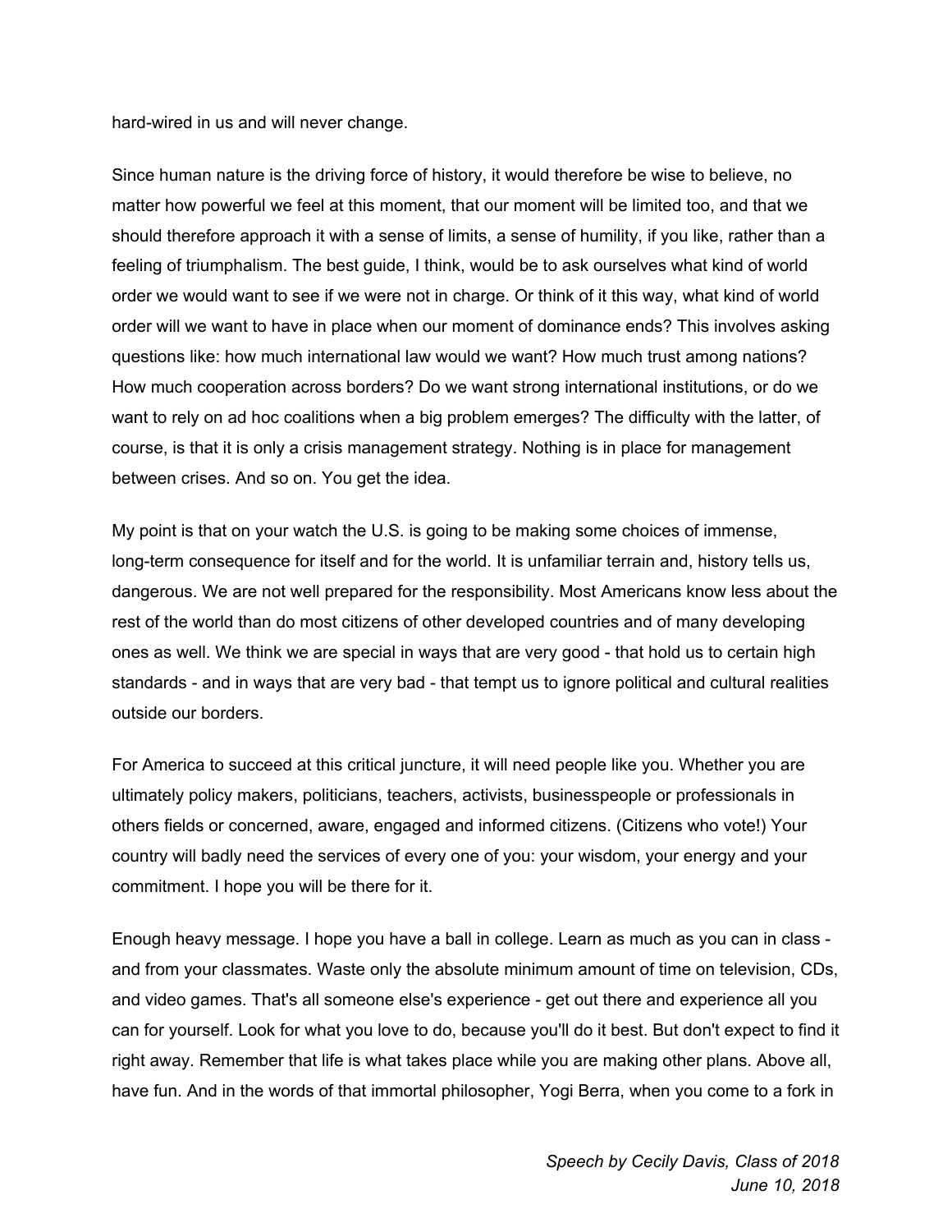hard-wired in us and will never change.

Since human nature is the driving force of history, it would therefore be wise to believe, no matter how powerful we feel at this moment, that our moment will be limited too, and that we should therefore approach it with a sense of limits, a sense of humility, if you like, rather than a feeling of triumphalism. The best guide, I think, would be to ask ourselves what kind of world order we would want to see if we were not in charge. Or think of it this way, what kind of world order will we want to have in place when our moment of dominance ends? This involves asking questions like: how much international law would we want? How much trust among nations? How much cooperation across borders? Do we want strong international institutions, or do we want to rely on ad hoc coalitions when a big problem emerges? The difficulty with the latter, of course, is that it is only a crisis management strategy. Nothing is in place for management between crises. And so on. You get the idea.

My point is that on your watch the U.S. is going to be making some choices of immense, long-term consequence for itself and for the world. It is unfamiliar terrain and, history tells us, dangerous. We are not well prepared for the responsibility. Most Americans know less about the rest of the world than do most citizens of other developed countries and of many developing ones as well. We think we are special in ways that are very good - that hold us to certain high standards - and in ways that are very bad - that tempt us to ignore political and cultural realities outside our borders.

For America to succeed at this critical juncture, it will need people like you. Whether you are ultimately policy makers, politicians, teachers, activists, businesspeople or professionals in others fields or concerned, aware, engaged and informed citizens. (Citizens who vote!) Your country will badly need the services of every one of you: your wisdom, your energy and your commitment. I hope you will be there for it.

Enough heavy message. I hope you have a ball in college. Learn as much as you can in class - and from your classmates. Waste only the absolute minimum amount of time on television, CDs, and video games. That's all someone else's experience - get out there and experience all you can for yourself. Look for what you love to do, because you'll do it best. But don't expect to find it right away. Remember that life is what takes place while you are making other plans. Above all, have fun. And in the words of that immortal philosopher, Yogi Berra, when you come to a fork in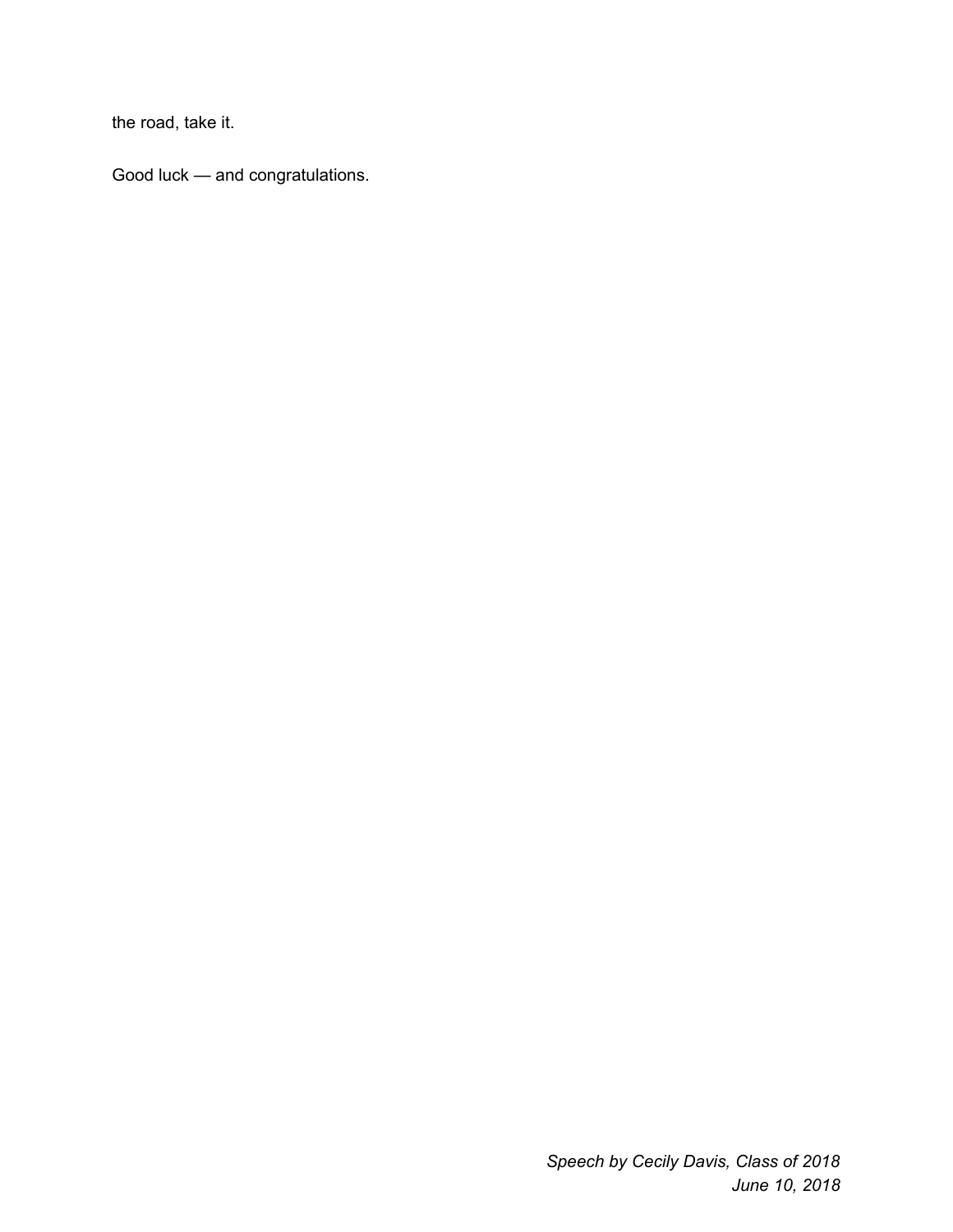the road, take it.

Good luck — and congratulations.

*Speech by Cecily Davis, Class of 2018*
*June 10, 2018*